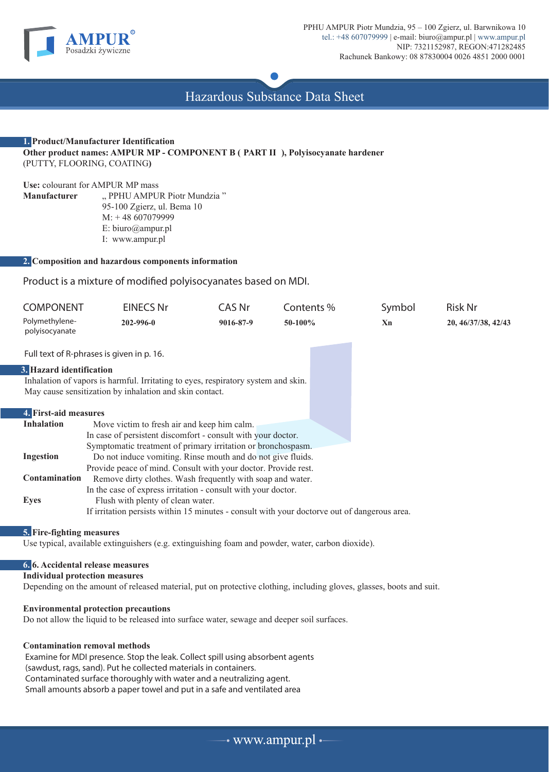PPHU AMPUR Piotr Mundzia, 95 – 100 Zgierz, ul. Barwnikowa 10
tel.: +48 607079999 | e-mail: biuro@ampur.pl | www.ampur.pl
NIP: 7321152987, REGON:471282485
Rachunek Bankowy: 08 87830004 0026 4851 2000 0001

# Hazardous Substance Data Sheet

## 1. Product/Manufacturer Identification

**Other product names: AMPUR MP - COMPONENT B ( PART II ), Polyisocyanate hardener** (PUTTY, FLOORING, COATING**)**

**Use:** colourant for AMPUR MP mass

**Manufacturer** „ PPHU AMPUR Piotr Mundzia ”
95-100 Zgierz, ul. Bema 10
M: + 48 607079999
E: biuro@ampur.pl
I: www.ampur.pl

## 2. Composition and hazardous components information

Product is a mixture of modified polyisocyanates based on MDI.

| COMPONENT | EINECS Nr | CAS Nr | Contents % | Symbol | Risk Nr |
|---|---|---|---|---|---|
| Polymethylene-polyisocyanate | **202-996-0** | **9016-87-9** | **50-100%** | **Xn** | **20, 46/37/38, 42/43** |

Full text of R-phrases is given in p. 16.

## 3. Hazard identification

Inhalation of vapors is harmful. Irritating to eyes, respiratory system and skin.
May cause sensitization by inhalation and skin contact.

## 4. First-aid measures

**Inhalation** Move victim to fresh air and keep him calm.
In case of persistent discomfort - consult with your doctor.
Symptomatic treatment of primary irritation or bronchospasm.

**Ingestion** Do not induce vomiting. Rinse mouth and do not give fluids.
Provide peace of mind. Consult with your doctor. Provide rest.

**Contamination** Remove dirty clothes. Wash frequently with soap and water.
In the case of express irritation - consult with your doctor.

**Eyes** Flush with plenty of clean water.
If irritation persists within 15 minutes - consult with your doctorve out of dangerous area.

## 5. Fire-fighting measures

Use typical, available extinguishers (e.g. extinguishing foam and powder, water, carbon dioxide).

## 6. 6. Accidental release measures

**Individual protection measures**

Depending on the amount of released material, put on protective clothing, including gloves, glasses, boots and suit.

**Environmental protection precautions**

Do not allow the liquid to be released into surface water, sewage and deeper soil surfaces.

**Contamination removal methods**

Examine for MDI presence. Stop the leak. Collect spill using absorbent agents (sawdust, rags, sand). Put he collected materials in containers.
Contaminated surface thoroughly with water and a neutralizing agent.
Small amounts absorb a paper towel and put in a safe and ventilated area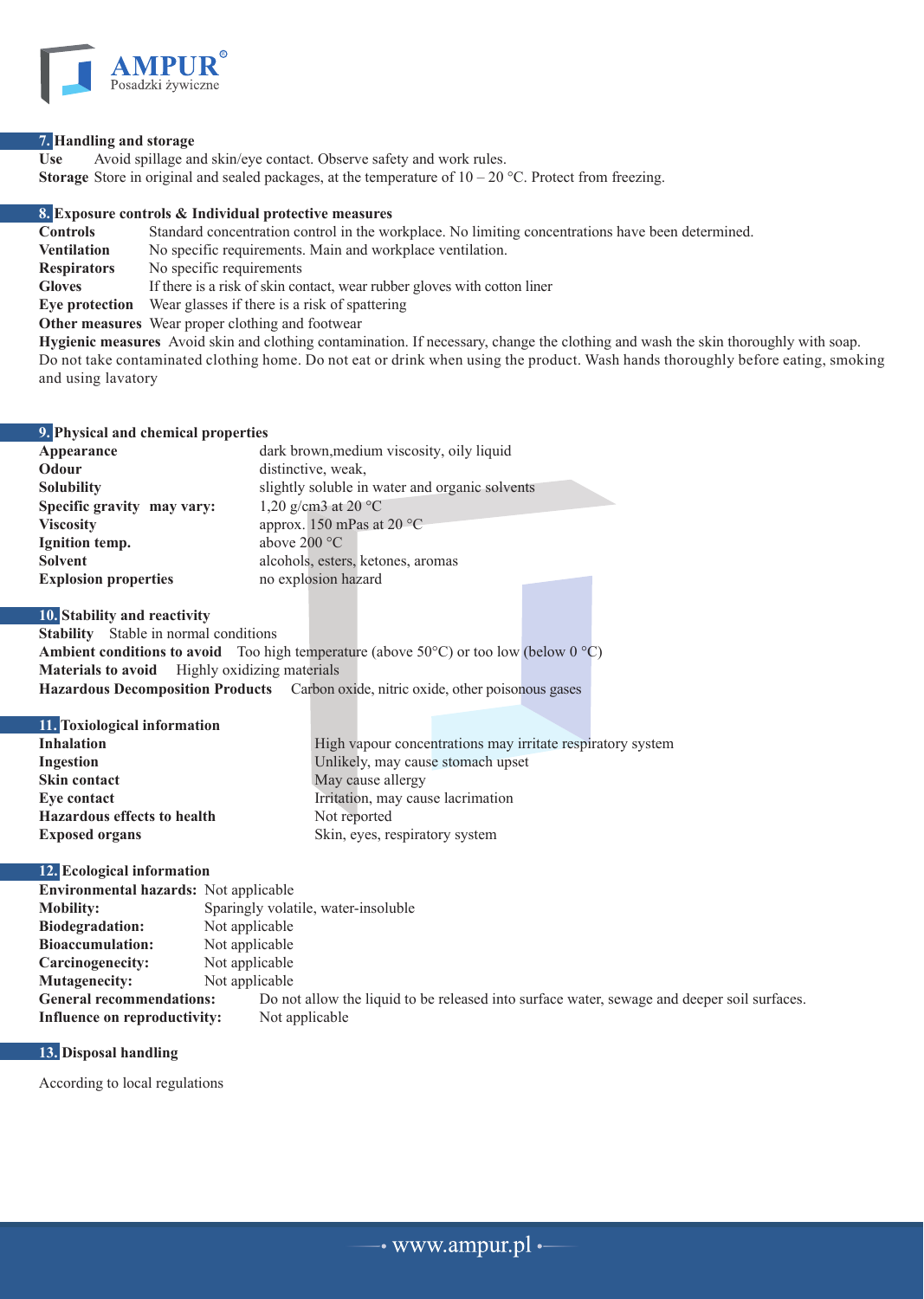## 7. Handling and storage

**Use** Avoid spillage and skin/eye contact. Observe safety and work rules.
**Storage** Store in original and sealed packages, at the temperature of 10 – 20 °C. Protect from freezing.

## 8. Exposure controls & Individual protective measures

**Controls** Standard concentration control in the workplace. No limiting concentrations have been determined.
**Ventilation** No specific requirements. Main and workplace ventilation.
**Respirators** No specific requirements
**Gloves** If there is a risk of skin contact, wear rubber gloves with cotton liner
**Eye protection** Wear glasses if there is a risk of spattering
**Other measures** Wear proper clothing and footwear
**Hygienic measures** Avoid skin and clothing contamination. If necessary, change the clothing and wash the skin thoroughly with soap. Do not take contaminated clothing home. Do not eat or drink when using the product. Wash hands thoroughly before eating, smoking and using lavatory

## 9. Physical and chemical properties

| | |
|---|---|
| **Appearance** | dark brown,medium viscosity, oily liquid |
| **Odour** | distinctive, weak, |
| **Solubility** | slightly soluble in water and organic solvents |
| **Specific gravity may vary:** | 1,20 g/cm3 at 20 °C |
| **Viscosity** | approx. 150 mPas at 20 °C |
| **Ignition temp.** | above 200 °C |
| **Solvent** | alcohols, esters, ketones, aromas |
| **Explosion properties** | no explosion hazard |

## 10. Stability and reactivity

**Stability** Stable in normal conditions
**Ambient conditions to avoid** Too high temperature (above 50°C) or too low (below 0 °C)
**Materials to avoid** Highly oxidizing materials
**Hazardous Decomposition Products** Carbon oxide, nitric oxide, other poisonous gases

## 11. Toxiological information

| | |
|---|---|
| **Inhalation** | High vapour concentrations may irritate respiratory system |
| **Ingestion** | Unlikely, may cause stomach upset |
| **Skin contact** | May cause allergy |
| **Eye contact** | Irritation, may cause lacrimation |
| **Hazardous effects to health** | Not reported |
| **Exposed organs** | Skin, eyes, respiratory system |

## 12. Ecological information

| | |
|---|---|
| **Environmental hazards:** | Not applicable |
| **Mobility:** | Sparingly volatile, water-insoluble |
| **Biodegradation:** | Not applicable |
| **Bioaccumulation:** | Not applicable |
| **Carcinogenecity:** | Not applicable |
| **Mutagenecity:** | Not applicable |
| **General recommendations:** | Do not allow the liquid to be released into surface water, sewage and deeper soil surfaces. |
| **Influence on reproductivity:** | Not applicable |

## 13. Disposal handling

According to local regulations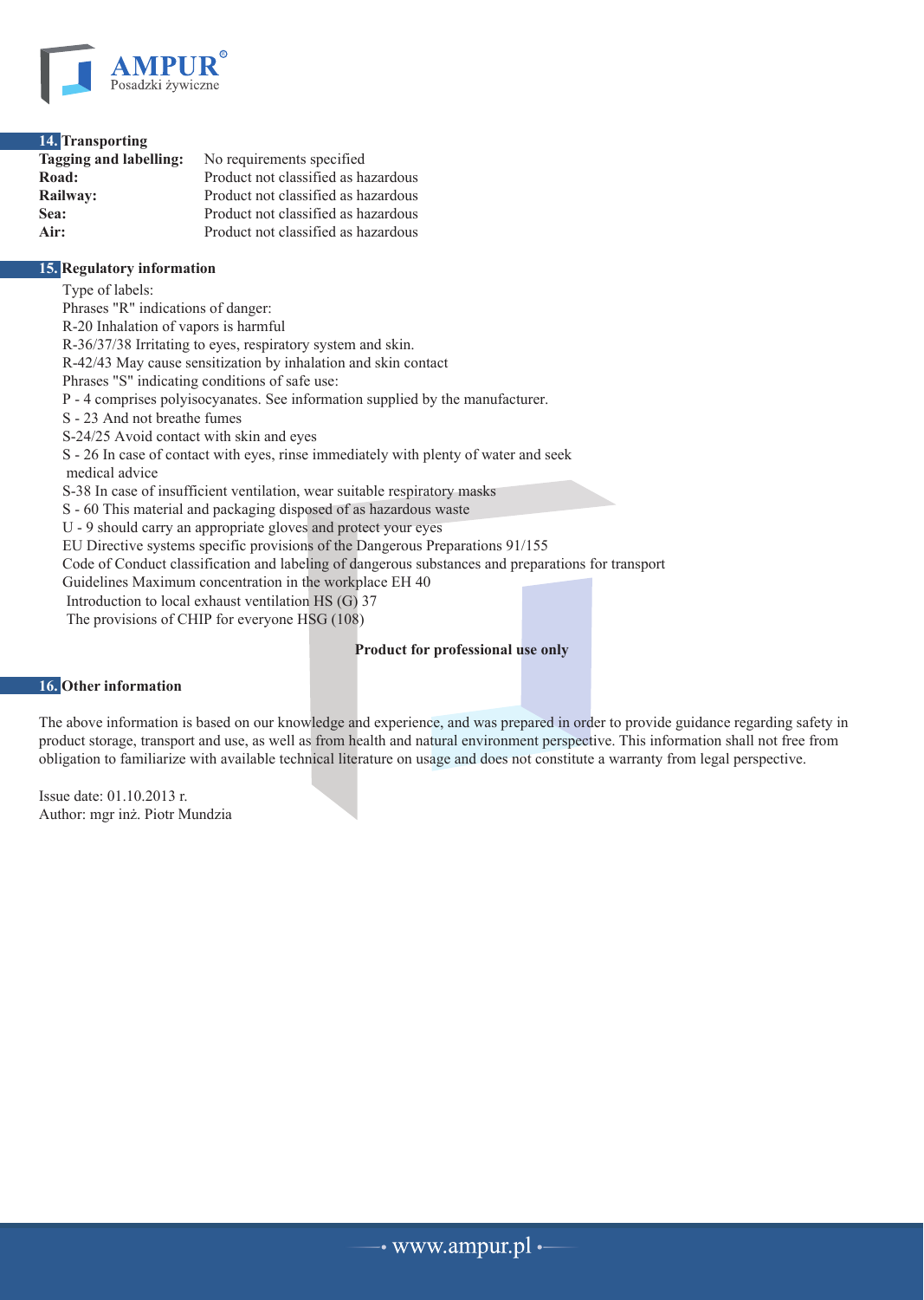## 14. Transporting

| | |
|---|---|
| **Tagging and labelling:** | No requirements specified |
| **Road:** | Product not classified as hazardous |
| **Railway:** | Product not classified as hazardous |
| **Sea:** | Product not classified as hazardous |
| **Air:** | Product not classified as hazardous |

## 15. Regulatory information

Type of labels:
Phrases "R" indications of danger:
R-20 Inhalation of vapors is harmful
R-36/37/38 Irritating to eyes, respiratory system and skin.
R-42/43 May cause sensitization by inhalation and skin contact
Phrases "S" indicating conditions of safe use:
P - 4 comprises polyisocyanates. See information supplied by the manufacturer.
S - 23 And not breathe fumes
S-24/25 Avoid contact with skin and eyes
S - 26 In case of contact with eyes, rinse immediately with plenty of water and seek medical advice
S-38 In case of insufficient ventilation, wear suitable respiratory masks
S - 60 This material and packaging disposed of as hazardous waste
U - 9 should carry an appropriate gloves and protect your eyes
EU Directive systems specific provisions of the Dangerous Preparations 91/155
Code of Conduct classification and labeling of dangerous substances and preparations for transport
Guidelines Maximum concentration in the workplace EH 40
Introduction to local exhaust ventilation HS (G) 37
The provisions of CHIP for everyone HSG (108)

**Product for professional use only**

## 16. Other information

The above information is based on our knowledge and experience, and was prepared in order to provide guidance regarding safety in product storage, transport and use, as well as from health and natural environment perspective. This information shall not free from obligation to familiarize with available technical literature on usage and does not constitute a warranty from legal perspective.

Issue date: 01.10.2013 r.
Author: mgr inż. Piotr Mundzia